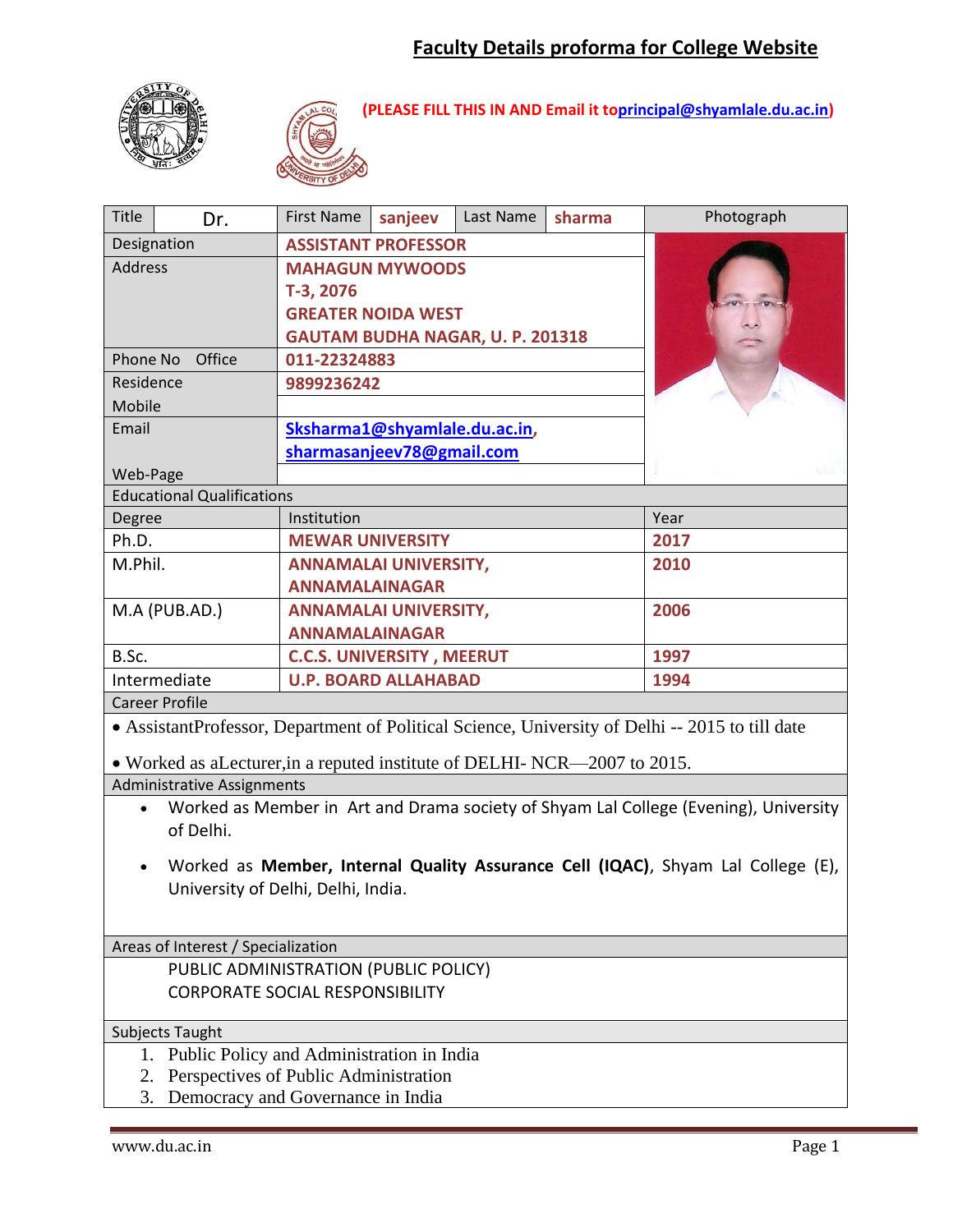# Faculty Details proforma for College Website

**(PLEASE FILL THIS IN AND Email it toprincipal@shyamlale.du.ac.in)**

| Title | Dr. | First Name | sanjeev | Last Name | sharma | Photograph |
|---|---|---|---|---|---|---|
| Designation | | ASSISTANT PROFESSOR | | | | |
| Address | | MAHAGUN MYWOODS<br>T-3, 2076<br>GREATER NOIDA WEST<br>GAUTAM BUDHA NAGAR, U. P. 201318 | | | | |
| Phone No Office | | 011-22324883 | | | | |
| Residence | | 9899236242 | | | | |
| Mobile | | | | | | |
| Email | | Sksharma1@shyamlale.du.ac.in, sharmasanjeev78@gmail.com | | | | |
| Web-Page | | | | | | |

## Educational Qualifications

| Degree | Institution | Year |
|---|---|---|
| Ph.D. | MEWAR UNIVERSITY | 2017 |
| M.Phil. | ANNAMALAI UNIVERSITY, ANNAMALAINAGAR | 2010 |
| M.A (PUB.AD.) | ANNAMALAI UNIVERSITY, ANNAMALAINAGAR | 2006 |
| B.Sc. | C.C.S. UNIVERSITY , MEERUT | 1997 |
| Intermediate | U.P. BOARD ALLAHABAD | 1994 |

## Career Profile

- AssistantProfessor, Department of Political Science, University of Delhi -- 2015 to till date
- Worked as aLecturer,in a reputed institute of DELHI- NCR—2007 to 2015.

## Administrative Assignments

- Worked as Member in Art and Drama society of Shyam Lal College (Evening), University of Delhi.
- Worked as **Member, Internal Quality Assurance Cell (IQAC)**, Shyam Lal College (E), University of Delhi, Delhi, India.

## Areas of Interest / Specialization

PUBLIC ADMINISTRATION (PUBLIC POLICY)
CORPORATE SOCIAL RESPONSIBILITY

## Subjects Taught

1. Public Policy and Administration in India
2. Perspectives of Public Administration
3. Democracy and Governance in India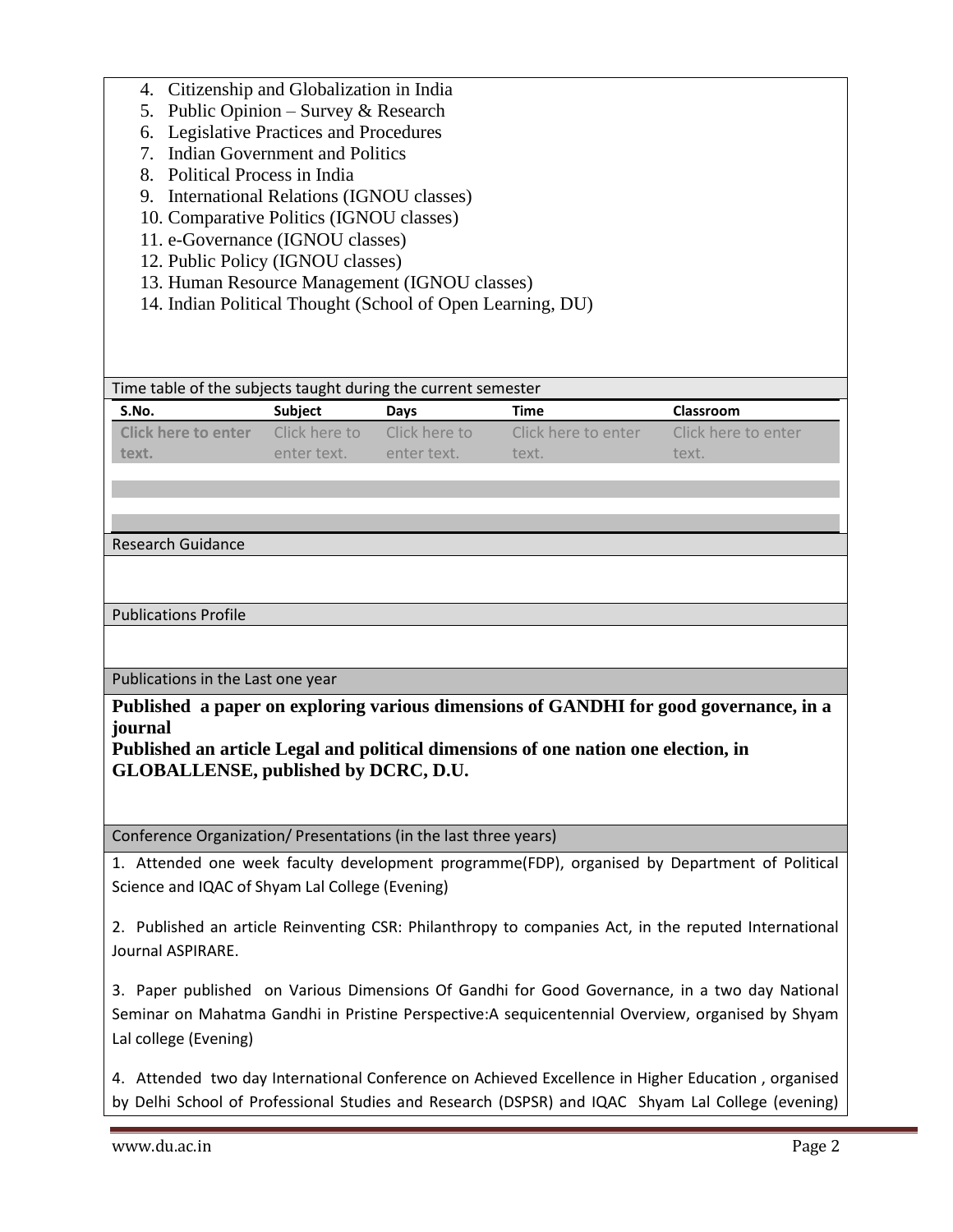4. Citizenship and Globalization in India
5. Public Opinion – Survey & Research
6. Legislative Practices and Procedures
7. Indian Government and Politics
8. Political Process in India
9. International Relations (IGNOU classes)
10. Comparative Politics (IGNOU classes)
11. e-Governance (IGNOU classes)
12. Public Policy (IGNOU classes)
13. Human Resource Management (IGNOU classes)
14. Indian Political Thought (School of Open Learning, DU)

Time table of the subjects taught during the current semester

| S.No. | Subject | Days | Time | Classroom |
|---|---|---|---|---|
| Click here to enter text. | Click here to enter text. | Click here to enter text. | Click here to enter text. | Click here to enter text. |
| | | | | |
| | | | | |

Research Guidance

Publications Profile

Publications in the Last one year

**Published a paper on exploring various dimensions of GANDHI for good governance, in a journal**
**Published an article Legal and political dimensions of one nation one election, in GLOBALLENSE, published by DCRC, D.U.**

Conference Organization/ Presentations (in the last three years)

1. Attended one week faculty development programme(FDP), organised by Department of Political Science and IQAC of Shyam Lal College (Evening)

2. Published an article Reinventing CSR: Philanthropy to companies Act, in the reputed International Journal ASPIRARE.

3. Paper published on Various Dimensions Of Gandhi for Good Governance, in a two day National Seminar on Mahatma Gandhi in Pristine Perspective:A sequicentennial Overview, organised by Shyam Lal college (Evening)

4. Attended two day International Conference on Achieved Excellence in Higher Education , organised by Delhi School of Professional Studies and Research (DSPSR) and IQAC Shyam Lal College (evening)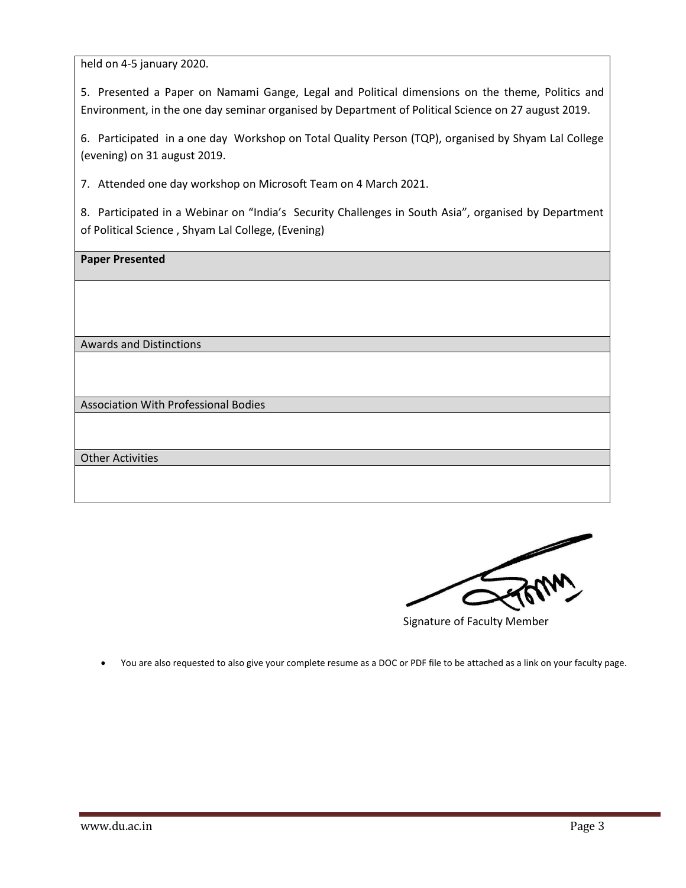held on 4-5 january 2020.

5. Presented a Paper on Namami Gange, Legal and Political dimensions on the theme, Politics and Environment, in the one day seminar organised by Department of Political Science on 27 august 2019.

6. Participated in a one day Workshop on Total Quality Person (TQP), organised by Shyam Lal College (evening) on 31 august 2019.

7. Attended one day workshop on Microsoft Team on 4 March 2021.

8. Participated in a Webinar on "India's Security Challenges in South Asia", organised by Department of Political Science , Shyam Lal College, (Evening)

**Paper Presented**

Awards and Distinctions

Association With Professional Bodies

Other Activities

Signature of Faculty Member

- You are also requested to also give your complete resume as a DOC or PDF file to be attached as a link on your faculty page.